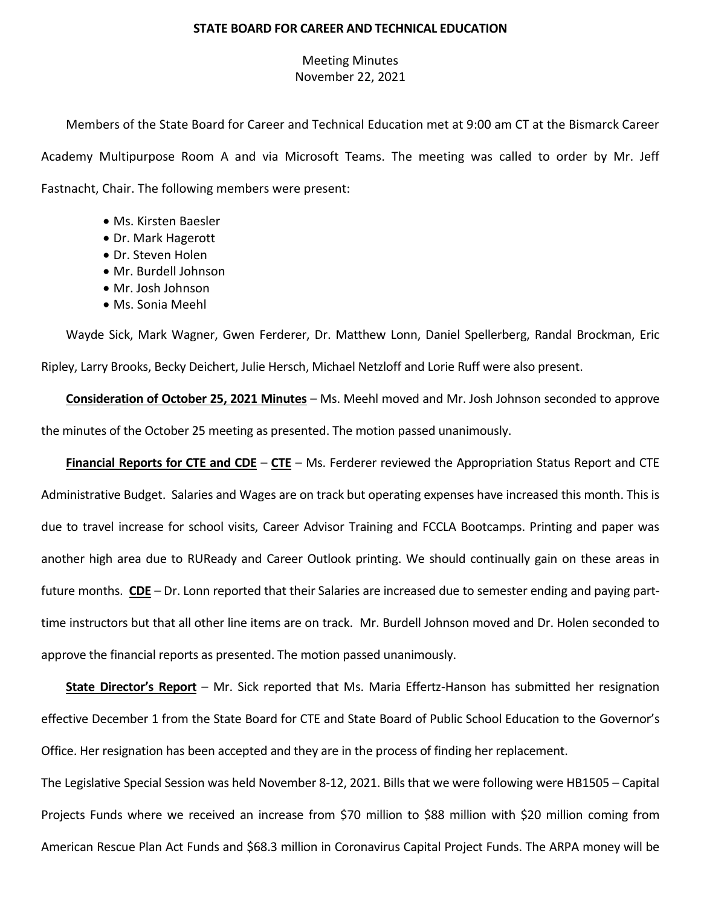**STATE BOARD FOR CAREER AND TECHNICAL EDUCATION**

Meeting Minutes
November 22, 2021

Members of the State Board for Career and Technical Education met at 9:00 am CT at the Bismarck Career Academy Multipurpose Room A and via Microsoft Teams. The meeting was called to order by Mr. Jeff Fastnacht, Chair. The following members were present:

- Ms. Kirsten Baesler
- Dr. Mark Hagerott
- Dr. Steven Holen
- Mr. Burdell Johnson
- Mr. Josh Johnson
- Ms. Sonia Meehl

Wayde Sick, Mark Wagner, Gwen Ferderer, Dr. Matthew Lonn, Daniel Spellerberg, Randal Brockman, Eric Ripley, Larry Brooks, Becky Deichert, Julie Hersch, Michael Netzloff and Lorie Ruff were also present.

**Consideration of October 25, 2021 Minutes** – Ms. Meehl moved and Mr. Josh Johnson seconded to approve the minutes of the October 25 meeting as presented. The motion passed unanimously.

**Financial Reports for CTE and CDE** – **CTE** – Ms. Ferderer reviewed the Appropriation Status Report and CTE Administrative Budget. Salaries and Wages are on track but operating expenses have increased this month. This is due to travel increase for school visits, Career Advisor Training and FCCLA Bootcamps. Printing and paper was another high area due to RUReady and Career Outlook printing. We should continually gain on these areas in future months. **CDE** – Dr. Lonn reported that their Salaries are increased due to semester ending and paying part-time instructors but that all other line items are on track. Mr. Burdell Johnson moved and Dr. Holen seconded to approve the financial reports as presented. The motion passed unanimously.

**State Director's Report** – Mr. Sick reported that Ms. Maria Effertz-Hanson has submitted her resignation effective December 1 from the State Board for CTE and State Board of Public School Education to the Governor's Office. Her resignation has been accepted and they are in the process of finding her replacement.

The Legislative Special Session was held November 8-12, 2021. Bills that we were following were HB1505 – Capital Projects Funds where we received an increase from $70 million to $88 million with $20 million coming from American Rescue Plan Act Funds and $68.3 million in Coronavirus Capital Project Funds. The ARPA money will be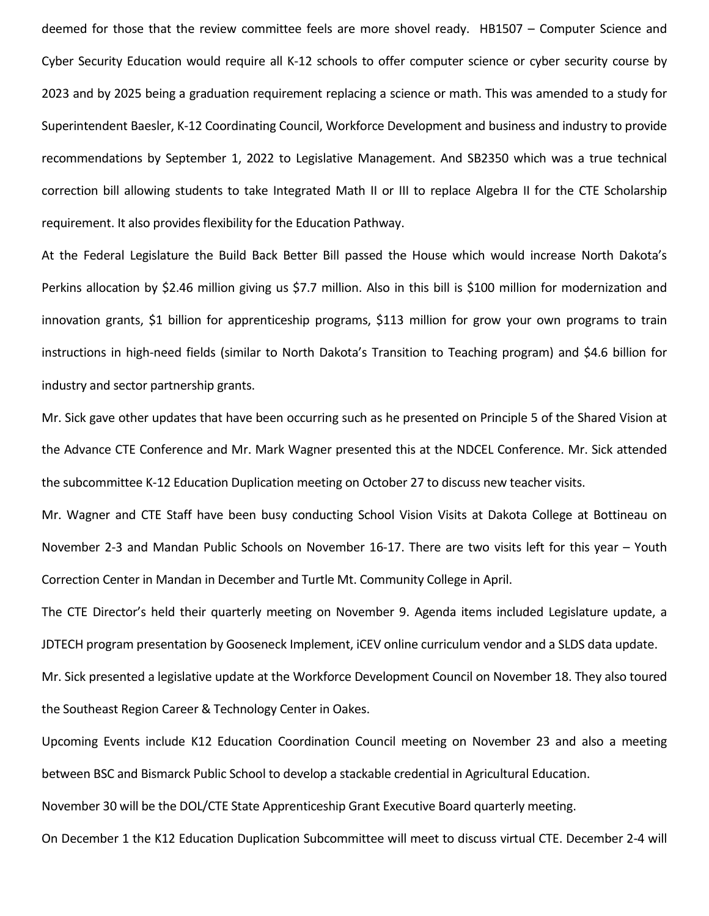deemed for those that the review committee feels are more shovel ready. HB1507 – Computer Science and Cyber Security Education would require all K-12 schools to offer computer science or cyber security course by 2023 and by 2025 being a graduation requirement replacing a science or math. This was amended to a study for Superintendent Baesler, K-12 Coordinating Council, Workforce Development and business and industry to provide recommendations by September 1, 2022 to Legislative Management. And SB2350 which was a true technical correction bill allowing students to take Integrated Math II or III to replace Algebra II for the CTE Scholarship requirement. It also provides flexibility for the Education Pathway.

At the Federal Legislature the Build Back Better Bill passed the House which would increase North Dakota's Perkins allocation by $2.46 million giving us $7.7 million. Also in this bill is $100 million for modernization and innovation grants, $1 billion for apprenticeship programs, $113 million for grow your own programs to train instructions in high-need fields (similar to North Dakota's Transition to Teaching program) and $4.6 billion for industry and sector partnership grants.

Mr. Sick gave other updates that have been occurring such as he presented on Principle 5 of the Shared Vision at the Advance CTE Conference and Mr. Mark Wagner presented this at the NDCEL Conference. Mr. Sick attended the subcommittee K-12 Education Duplication meeting on October 27 to discuss new teacher visits.

Mr. Wagner and CTE Staff have been busy conducting School Vision Visits at Dakota College at Bottineau on November 2-3 and Mandan Public Schools on November 16-17. There are two visits left for this year – Youth Correction Center in Mandan in December and Turtle Mt. Community College in April.

The CTE Director's held their quarterly meeting on November 9. Agenda items included Legislature update, a JDTECH program presentation by Gooseneck Implement, iCEV online curriculum vendor and a SLDS data update.

Mr. Sick presented a legislative update at the Workforce Development Council on November 18. They also toured the Southeast Region Career & Technology Center in Oakes.

Upcoming Events include K12 Education Coordination Council meeting on November 23 and also a meeting between BSC and Bismarck Public School to develop a stackable credential in Agricultural Education.

November 30 will be the DOL/CTE State Apprenticeship Grant Executive Board quarterly meeting.

On December 1 the K12 Education Duplication Subcommittee will meet to discuss virtual CTE. December 2-4 will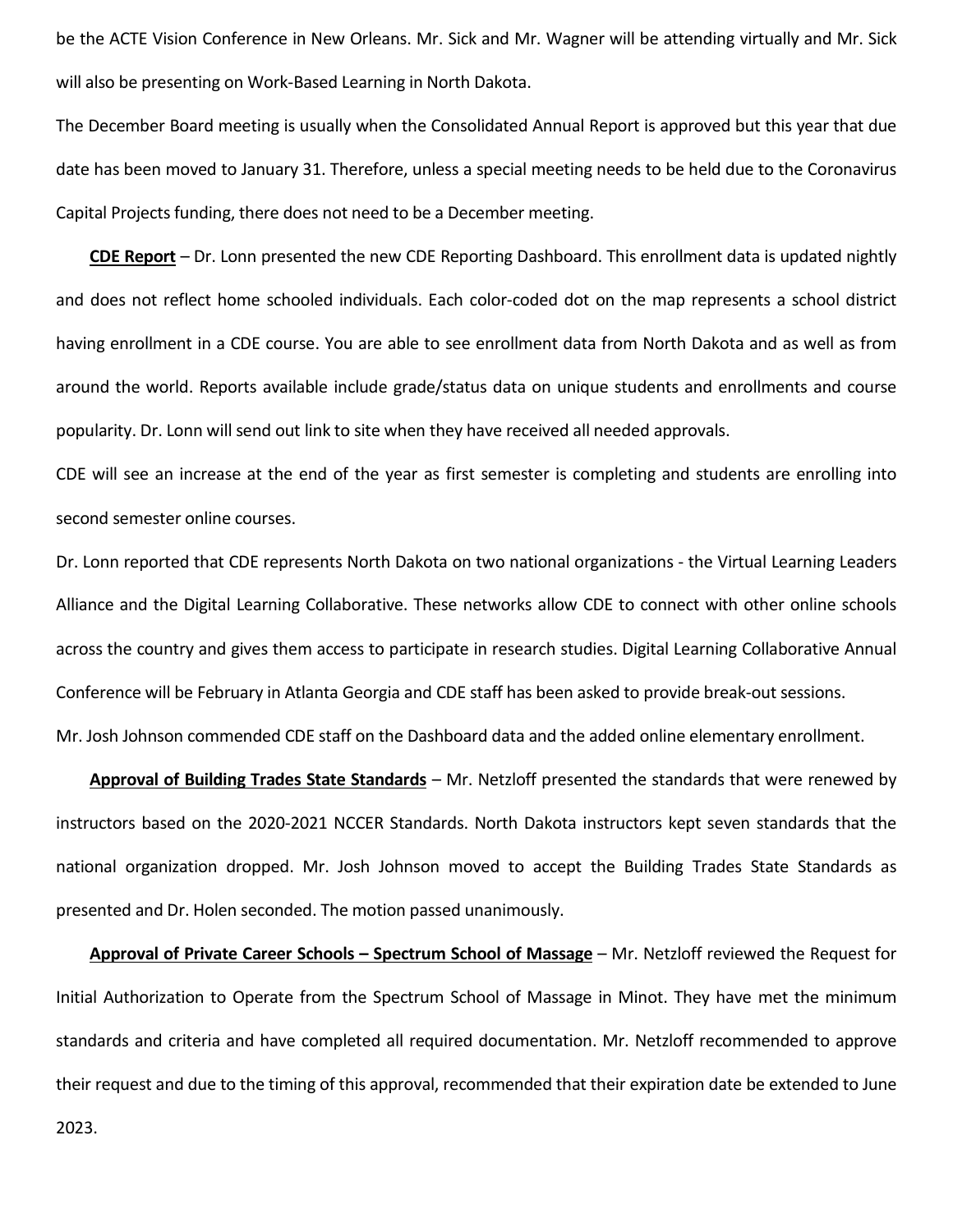be the ACTE Vision Conference in New Orleans. Mr. Sick and Mr. Wagner will be attending virtually and Mr. Sick will also be presenting on Work-Based Learning in North Dakota.

The December Board meeting is usually when the Consolidated Annual Report is approved but this year that due date has been moved to January 31. Therefore, unless a special meeting needs to be held due to the Coronavirus Capital Projects funding, there does not need to be a December meeting.

**CDE Report** – Dr. Lonn presented the new CDE Reporting Dashboard. This enrollment data is updated nightly and does not reflect home schooled individuals. Each color-coded dot on the map represents a school district having enrollment in a CDE course. You are able to see enrollment data from North Dakota and as well as from around the world. Reports available include grade/status data on unique students and enrollments and course popularity. Dr. Lonn will send out link to site when they have received all needed approvals.

CDE will see an increase at the end of the year as first semester is completing and students are enrolling into second semester online courses.

Dr. Lonn reported that CDE represents North Dakota on two national organizations - the Virtual Learning Leaders Alliance and the Digital Learning Collaborative. These networks allow CDE to connect with other online schools across the country and gives them access to participate in research studies. Digital Learning Collaborative Annual Conference will be February in Atlanta Georgia and CDE staff has been asked to provide break-out sessions.

Mr. Josh Johnson commended CDE staff on the Dashboard data and the added online elementary enrollment.

**Approval of Building Trades State Standards** – Mr. Netzloff presented the standards that were renewed by instructors based on the 2020-2021 NCCER Standards. North Dakota instructors kept seven standards that the national organization dropped. Mr. Josh Johnson moved to accept the Building Trades State Standards as presented and Dr. Holen seconded. The motion passed unanimously.

**Approval of Private Career Schools – Spectrum School of Massage** – Mr. Netzloff reviewed the Request for Initial Authorization to Operate from the Spectrum School of Massage in Minot. They have met the minimum standards and criteria and have completed all required documentation. Mr. Netzloff recommended to approve their request and due to the timing of this approval, recommended that their expiration date be extended to June 2023.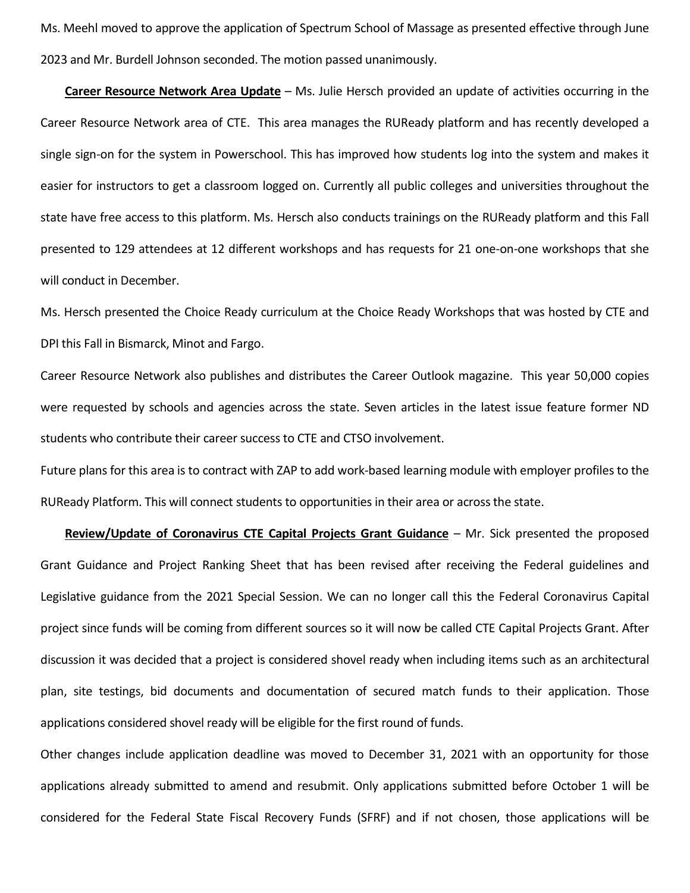Ms. Meehl moved to approve the application of Spectrum School of Massage as presented effective through June 2023 and Mr. Burdell Johnson seconded. The motion passed unanimously.

**Career Resource Network Area Update** – Ms. Julie Hersch provided an update of activities occurring in the Career Resource Network area of CTE. This area manages the RUReady platform and has recently developed a single sign-on for the system in Powerschool. This has improved how students log into the system and makes it easier for instructors to get a classroom logged on. Currently all public colleges and universities throughout the state have free access to this platform. Ms. Hersch also conducts trainings on the RUReady platform and this Fall presented to 129 attendees at 12 different workshops and has requests for 21 one-on-one workshops that she will conduct in December.

Ms. Hersch presented the Choice Ready curriculum at the Choice Ready Workshops that was hosted by CTE and DPI this Fall in Bismarck, Minot and Fargo.

Career Resource Network also publishes and distributes the Career Outlook magazine. This year 50,000 copies were requested by schools and agencies across the state. Seven articles in the latest issue feature former ND students who contribute their career success to CTE and CTSO involvement.

Future plans for this area is to contract with ZAP to add work-based learning module with employer profiles to the RUReady Platform. This will connect students to opportunities in their area or across the state.

**Review/Update of Coronavirus CTE Capital Projects Grant Guidance** – Mr. Sick presented the proposed Grant Guidance and Project Ranking Sheet that has been revised after receiving the Federal guidelines and Legislative guidance from the 2021 Special Session. We can no longer call this the Federal Coronavirus Capital project since funds will be coming from different sources so it will now be called CTE Capital Projects Grant. After discussion it was decided that a project is considered shovel ready when including items such as an architectural plan, site testings, bid documents and documentation of secured match funds to their application. Those applications considered shovel ready will be eligible for the first round of funds.

Other changes include application deadline was moved to December 31, 2021 with an opportunity for those applications already submitted to amend and resubmit. Only applications submitted before October 1 will be considered for the Federal State Fiscal Recovery Funds (SFRF) and if not chosen, those applications will be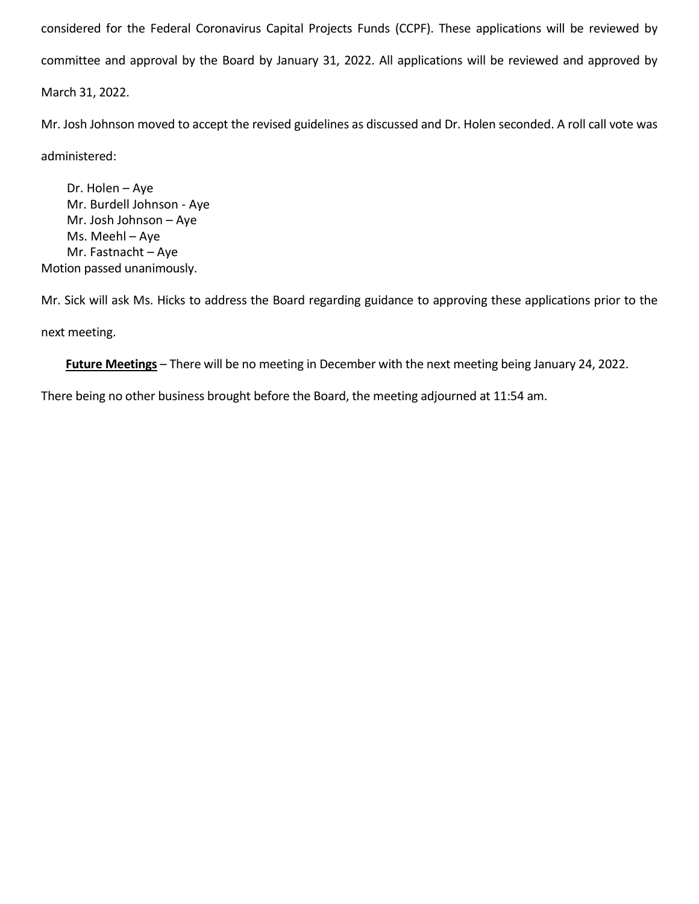considered for the Federal Coronavirus Capital Projects Funds (CCPF). These applications will be reviewed by committee and approval by the Board by January 31, 2022. All applications will be reviewed and approved by March 31, 2022.

Mr. Josh Johnson moved to accept the revised guidelines as discussed and Dr. Holen seconded. A roll call vote was administered:

Dr. Holen – Aye
Mr. Burdell Johnson - Aye
Mr. Josh Johnson – Aye
Ms. Meehl – Aye
Mr. Fastnacht – Aye
Motion passed unanimously.

Mr. Sick will ask Ms. Hicks to address the Board regarding guidance to approving these applications prior to the next meeting.

**Future Meetings** – There will be no meeting in December with the next meeting being January 24, 2022.

There being no other business brought before the Board, the meeting adjourned at 11:54 am.